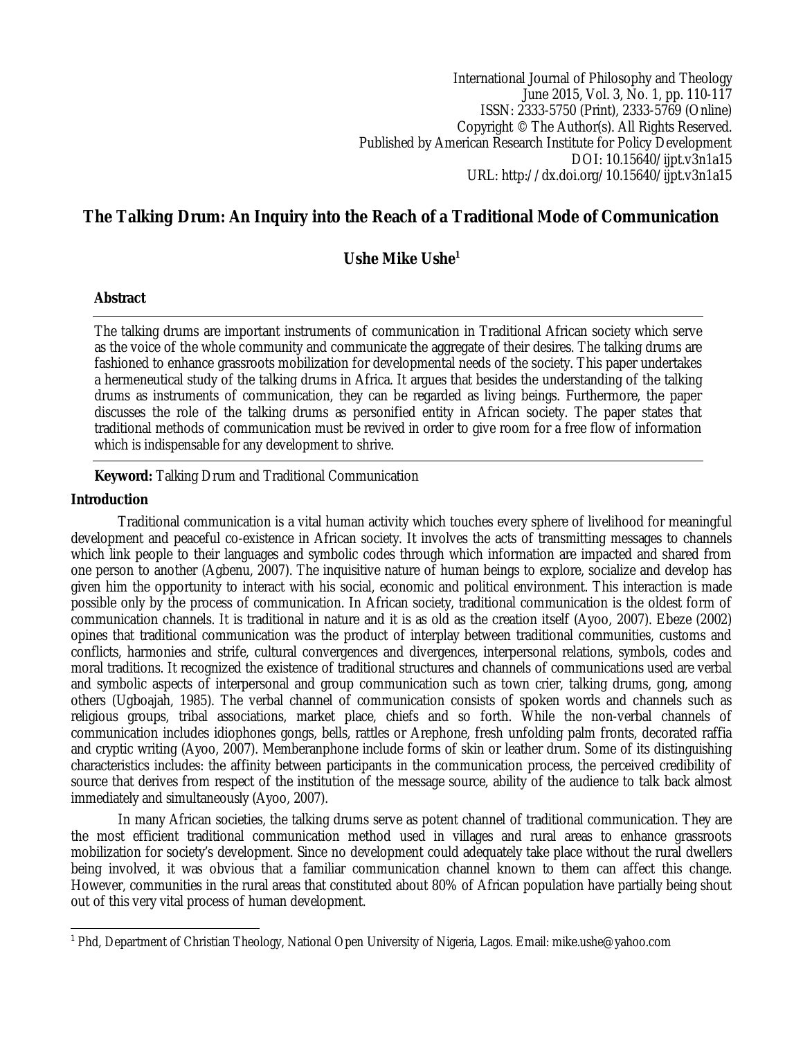International Journal of Philosophy and Theology
June 2015, Vol. 3, No. 1, pp. 110-117
ISSN: 2333-5750 (Print), 2333-5769 (Online)
Copyright © The Author(s). All Rights Reserved.
Published by American Research Institute for Policy Development
DOI: 10.15640/ijpt.v3n1a15
URL: http://dx.doi.org/10.15640/ijpt.v3n1a15

# The Talking Drum: An Inquiry into the Reach of a Traditional Mode of Communication

**Ushe Mike Ushe[1]**

## Abstract

The talking drums are important instruments of communication in Traditional African society which serve as the voice of the whole community and communicate the aggregate of their desires. The talking drums are fashioned to enhance grassroots mobilization for developmental needs of the society. This paper undertakes a hermeneutical study of the talking drums in Africa. It argues that besides the understanding of the talking drums as instruments of communication, they can be regarded as living beings. Furthermore, the paper discusses the role of the talking drums as personified entity in African society. The paper states that traditional methods of communication must be revived in order to give room for a free flow of information which is indispensable for any development to shrive.

**Keyword:** Talking Drum and Traditional Communication

## Introduction

Traditional communication is a vital human activity which touches every sphere of livelihood for meaningful development and peaceful co-existence in African society. It involves the acts of transmitting messages to channels which link people to their languages and symbolic codes through which information are impacted and shared from one person to another (Agbenu, 2007). The inquisitive nature of human beings to explore, socialize and develop has given him the opportunity to interact with his social, economic and political environment. This interaction is made possible only by the process of communication. In African society, traditional communication is the oldest form of communication channels. It is traditional in nature and it is as old as the creation itself (Ayoo, 2007). Ebeze (2002) opines that traditional communication was the product of interplay between traditional communities, customs and conflicts, harmonies and strife, cultural convergences and divergences, interpersonal relations, symbols, codes and moral traditions. It recognized the existence of traditional structures and channels of communications used are verbal and symbolic aspects of interpersonal and group communication such as town crier, talking drums, gong, among others (Ugboajah, 1985). The verbal channel of communication consists of spoken words and channels such as religious groups, tribal associations, market place, chiefs and so forth. While the non-verbal channels of communication includes idiophones gongs, bells, rattles or Arephone, fresh unfolding palm fronts, decorated raffia and cryptic writing (Ayoo, 2007). Memberanphone include forms of skin or leather drum. Some of its distinguishing characteristics includes: the affinity between participants in the communication process, the perceived credibility of source that derives from respect of the institution of the message source, ability of the audience to talk back almost immediately and simultaneously (Ayoo, 2007).

In many African societies, the talking drums serve as potent channel of traditional communication. They are the most efficient traditional communication method used in villages and rural areas to enhance grassroots mobilization for society's development. Since no development could adequately take place without the rural dwellers being involved, it was obvious that a familiar communication channel known to them can affect this change. However, communities in the rural areas that constituted about 80% of African population have partially being shout out of this very vital process of human development.

---

[1] Phd, Department of Christian Theology, National Open University of Nigeria, Lagos. Email: mike.ushe@yahoo.com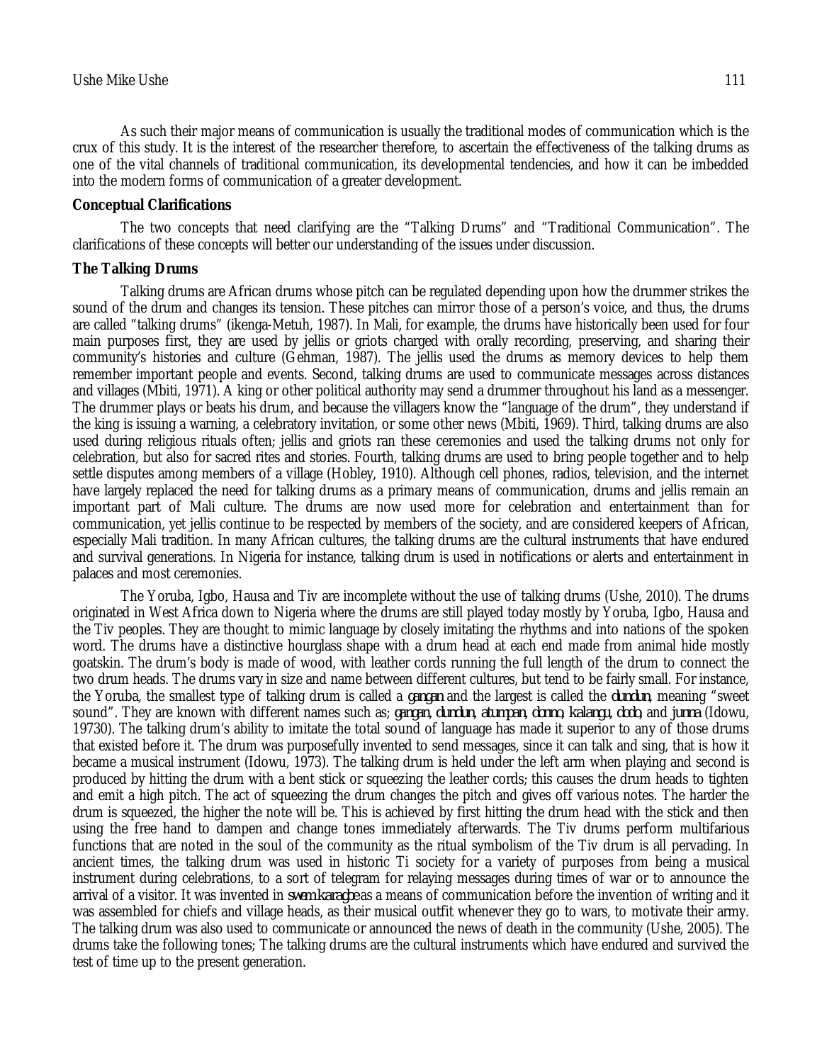As such their major means of communication is usually the traditional modes of communication which is the crux of this study. It is the interest of the researcher therefore, to ascertain the effectiveness of the talking drums as one of the vital channels of traditional communication, its developmental tendencies, and how it can be imbedded into the modern forms of communication of a greater development.

## Conceptual Clarifications

The two concepts that need clarifying are the "Talking Drums" and "Traditional Communication". The clarifications of these concepts will better our understanding of the issues under discussion.

### The Talking Drums

Talking drums are African drums whose pitch can be regulated depending upon how the drummer strikes the sound of the drum and changes its tension. These pitches can mirror those of a person's voice, and thus, the drums are called "talking drums" (ikenga-Metuh, 1987). In Mali, for example, the drums have historically been used for four main purposes first, they are used by jellis or griots charged with orally recording, preserving, and sharing their community's histories and culture (Gehman, 1987). The jellis used the drums as memory devices to help them remember important people and events. Second, talking drums are used to communicate messages across distances and villages (Mbiti, 1971). A king or other political authority may send a drummer throughout his land as a messenger. The drummer plays or beats his drum, and because the villagers know the "language of the drum", they understand if the king is issuing a warning, a celebratory invitation, or some other news (Mbiti, 1969). Third, talking drums are also used during religious rituals often; jellis and griots ran these ceremonies and used the talking drums not only for celebration, but also for sacred rites and stories. Fourth, talking drums are used to bring people together and to help settle disputes among members of a village (Hobley, 1910). Although cell phones, radios, television, and the internet have largely replaced the need for talking drums as a primary means of communication, drums and jellis remain an important part of Mali culture. The drums are now used more for celebration and entertainment than for communication, yet jellis continue to be respected by members of the society, and are considered keepers of African, especially Mali tradition. In many African cultures, the talking drums are the cultural instruments that have endured and survival generations. In Nigeria for instance, talking drum is used in notifications or alerts and entertainment in palaces and most ceremonies.

The Yoruba, Igbo, Hausa and Tiv are incomplete without the use of talking drums (Ushe, 2010). The drums originated in West Africa down to Nigeria where the drums are still played today mostly by Yoruba, Igbo, Hausa and the Tiv peoples. They are thought to mimic language by closely imitating the rhythms and into nations of the spoken word. The drums have a distinctive hourglass shape with a drum head at each end made from animal hide mostly goatskin. The drum's body is made of wood, with leather cords running the full length of the drum to connect the two drum heads. The drums vary in size and name between different cultures, but tend to be fairly small. For instance, the Yoruba, the smallest type of talking drum is called a *gangan* and the largest is called the *dundun*, meaning "sweet sound". They are known with different names such as; *gangan, dundun, atumpan, donno, kalangu, dodo,* and *junma* (Idowu, 19730). The talking drum's ability to imitate the total sound of language has made it superior to any of those drums that existed before it. The drum was purposefully invented to send messages, since it can talk and sing, that is how it became a musical instrument (Idowu, 1973). The talking drum is held under the left arm when playing and second is produced by hitting the drum with a bent stick or squeezing the leather cords; this causes the drum heads to tighten and emit a high pitch. The act of squeezing the drum changes the pitch and gives off various notes. The harder the drum is squeezed, the higher the note will be. This is achieved by first hitting the drum head with the stick and then using the free hand to dampen and change tones immediately afterwards. The Tiv drums perform multifarious functions that are noted in the soul of the community as the ritual symbolism of the Tiv drum is all pervading. In ancient times, the talking drum was used in historic Ti society for a variety of purposes from being a musical instrument during celebrations, to a sort of telegram for relaying messages during times of war or to announce the arrival of a visitor. It was invented in *swem karagbe* as a means of communication before the invention of writing and it was assembled for chiefs and village heads, as their musical outfit whenever they go to wars, to motivate their army. The talking drum was also used to communicate or announced the news of death in the community (Ushe, 2005). The drums take the following tones; The talking drums are the cultural instruments which have endured and survived the test of time up to the present generation.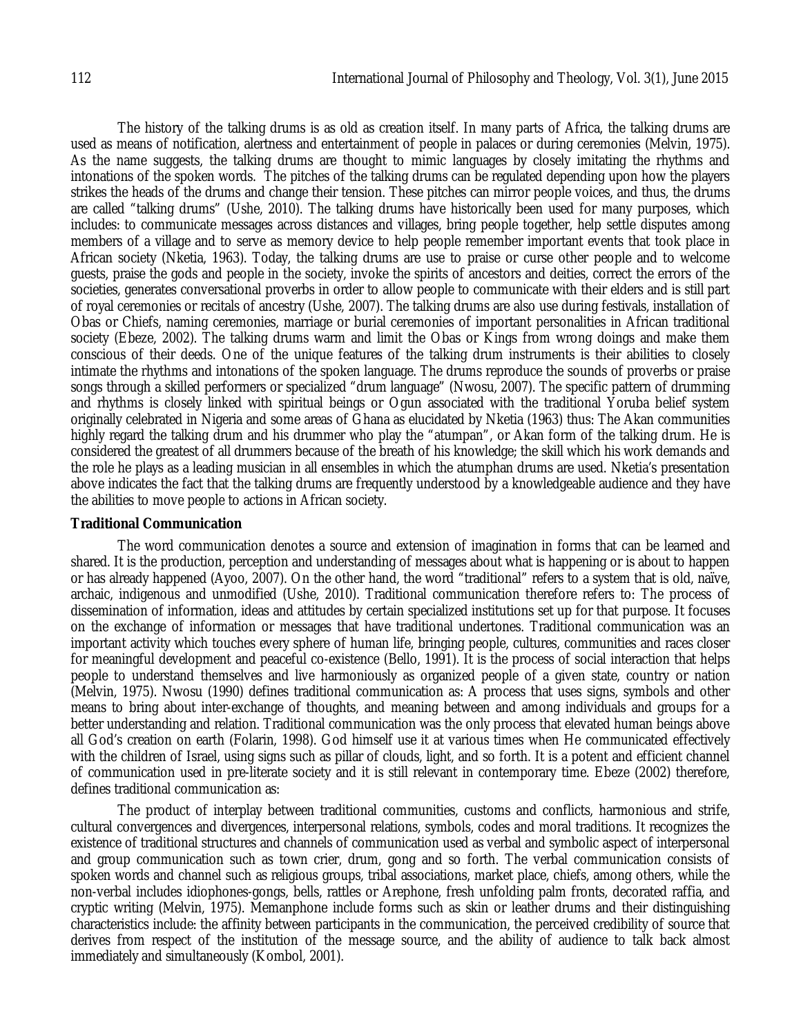The history of the talking drums is as old as creation itself. In many parts of Africa, the talking drums are used as means of notification, alertness and entertainment of people in palaces or during ceremonies (Melvin, 1975). As the name suggests, the talking drums are thought to mimic languages by closely imitating the rhythms and intonations of the spoken words. The pitches of the talking drums can be regulated depending upon how the players strikes the heads of the drums and change their tension. These pitches can mirror people voices, and thus, the drums are called "talking drums" (Ushe, 2010). The talking drums have historically been used for many purposes, which includes: to communicate messages across distances and villages, bring people together, help settle disputes among members of a village and to serve as memory device to help people remember important events that took place in African society (Nketia, 1963). Today, the talking drums are use to praise or curse other people and to welcome guests, praise the gods and people in the society, invoke the spirits of ancestors and deities, correct the errors of the societies, generates conversational proverbs in order to allow people to communicate with their elders and is still part of royal ceremonies or recitals of ancestry (Ushe, 2007). The talking drums are also use during festivals, installation of Obas or Chiefs, naming ceremonies, marriage or burial ceremonies of important personalities in African traditional society (Ebeze, 2002). The talking drums warm and limit the Obas or Kings from wrong doings and make them conscious of their deeds. One of the unique features of the talking drum instruments is their abilities to closely intimate the rhythms and intonations of the spoken language. The drums reproduce the sounds of proverbs or praise songs through a skilled performers or specialized "drum language" (Nwosu, 2007). The specific pattern of drumming and rhythms is closely linked with spiritual beings or Ogun associated with the traditional Yoruba belief system originally celebrated in Nigeria and some areas of Ghana as elucidated by Nketia (1963) thus: The Akan communities highly regard the talking drum and his drummer who play the "atumpan", or Akan form of the talking drum. He is considered the greatest of all drummers because of the breath of his knowledge; the skill which his work demands and the role he plays as a leading musician in all ensembles in which the atumphan drums are used. Nketia's presentation above indicates the fact that the talking drums are frequently understood by a knowledgeable audience and they have the abilities to move people to actions in African society.

**Traditional Communication**

The word communication denotes a source and extension of imagination in forms that can be learned and shared. It is the production, perception and understanding of messages about what is happening or is about to happen or has already happened (Ayoo, 2007). On the other hand, the word "traditional" refers to a system that is old, naïve, archaic, indigenous and unmodified (Ushe, 2010). Traditional communication therefore refers to: The process of dissemination of information, ideas and attitudes by certain specialized institutions set up for that purpose. It focuses on the exchange of information or messages that have traditional undertones. Traditional communication was an important activity which touches every sphere of human life, bringing people, cultures, communities and races closer for meaningful development and peaceful co-existence (Bello, 1991). It is the process of social interaction that helps people to understand themselves and live harmoniously as organized people of a given state, country or nation (Melvin, 1975). Nwosu (1990) defines traditional communication as: A process that uses signs, symbols and other means to bring about inter-exchange of thoughts, and meaning between and among individuals and groups for a better understanding and relation. Traditional communication was the only process that elevated human beings above all God's creation on earth (Folarin, 1998). God himself use it at various times when He communicated effectively with the children of Israel, using signs such as pillar of clouds, light, and so forth. It is a potent and efficient channel of communication used in pre-literate society and it is still relevant in contemporary time. Ebeze (2002) therefore, defines traditional communication as:

The product of interplay between traditional communities, customs and conflicts, harmonious and strife, cultural convergences and divergences, interpersonal relations, symbols, codes and moral traditions. It recognizes the existence of traditional structures and channels of communication used as verbal and symbolic aspect of interpersonal and group communication such as town crier, drum, gong and so forth. The verbal communication consists of spoken words and channel such as religious groups, tribal associations, market place, chiefs, among others, while the non-verbal includes idiophones-gongs, bells, rattles or Arephone, fresh unfolding palm fronts, decorated raffia, and cryptic writing (Melvin, 1975). Memanphone include forms such as skin or leather drums and their distinguishing characteristics include: the affinity between participants in the communication, the perceived credibility of source that derives from respect of the institution of the message source, and the ability of audience to talk back almost immediately and simultaneously (Kombol, 2001).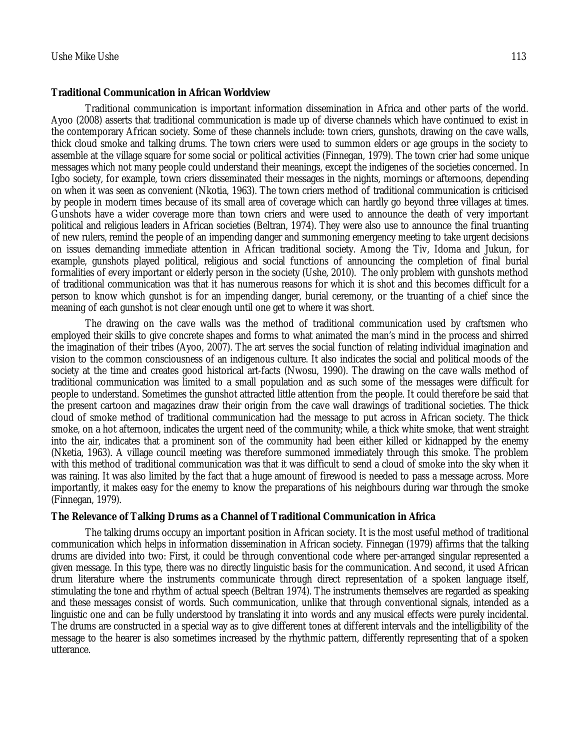**Traditional Communication in African Worldview**

Traditional communication is important information dissemination in Africa and other parts of the world. Ayoo (2008) asserts that traditional communication is made up of diverse channels which have continued to exist in the contemporary African society. Some of these channels include: town criers, gunshots, drawing on the cave walls, thick cloud smoke and talking drums. The town criers were used to summon elders or age groups in the society to assemble at the village square for some social or political activities (Finnegan, 1979). The town crier had some unique messages which not many people could understand their meanings, except the indigenes of the societies concerned. In Igbo society, for example, town criers disseminated their messages in the nights, mornings or afternoons, depending on when it was seen as convenient (Nkotia, 1963). The town criers method of traditional communication is criticised by people in modern times because of its small area of coverage which can hardly go beyond three villages at times. Gunshots have a wider coverage more than town criers and were used to announce the death of very important political and religious leaders in African societies (Beltran, 1974). They were also use to announce the final truanting of new rulers, remind the people of an impending danger and summoning emergency meeting to take urgent decisions on issues demanding immediate attention in African traditional society. Among the Tiv, Idoma and Jukun, for example, gunshots played political, religious and social functions of announcing the completion of final burial formalities of every important or elderly person in the society (Ushe, 2010). The only problem with gunshots method of traditional communication was that it has numerous reasons for which it is shot and this becomes difficult for a person to know which gunshot is for an impending danger, burial ceremony, or the truanting of a chief since the meaning of each gunshot is not clear enough until one get to where it was short.

The drawing on the cave walls was the method of traditional communication used by craftsmen who employed their skills to give concrete shapes and forms to what animated the man's mind in the process and shirred the imagination of their tribes (Ayoo, 2007). The art serves the social function of relating individual imagination and vision to the common consciousness of an indigenous culture. It also indicates the social and political moods of the society at the time and creates good historical art-facts (Nwosu, 1990). The drawing on the cave walls method of traditional communication was limited to a small population and as such some of the messages were difficult for people to understand. Sometimes the gunshot attracted little attention from the people. It could therefore be said that the present cartoon and magazines draw their origin from the cave wall drawings of traditional societies. The thick cloud of smoke method of traditional communication had the message to put across in African society. The thick smoke, on a hot afternoon, indicates the urgent need of the community; while, a thick white smoke, that went straight into the air, indicates that a prominent son of the community had been either killed or kidnapped by the enemy (Nketia, 1963). A village council meeting was therefore summoned immediately through this smoke. The problem with this method of traditional communication was that it was difficult to send a cloud of smoke into the sky when it was raining. It was also limited by the fact that a huge amount of firewood is needed to pass a message across. More importantly, it makes easy for the enemy to know the preparations of his neighbours during war through the smoke (Finnegan, 1979).

**The Relevance of Talking Drums as a Channel of Traditional Communication in Africa**

The talking drums occupy an important position in African society. It is the most useful method of traditional communication which helps in information dissemination in African society. Finnegan (1979) affirms that the talking drums are divided into two: First, it could be through conventional code where per-arranged singular represented a given message. In this type, there was no directly linguistic basis for the communication. And second, it used African drum literature where the instruments communicate through direct representation of a spoken language itself, stimulating the tone and rhythm of actual speech (Beltran 1974). The instruments themselves are regarded as speaking and these messages consist of words. Such communication, unlike that through conventional signals, intended as a linguistic one and can be fully understood by translating it into words and any musical effects were purely incidental. The drums are constructed in a special way as to give different tones at different intervals and the intelligibility of the message to the hearer is also sometimes increased by the rhythmic pattern, differently representing that of a spoken utterance.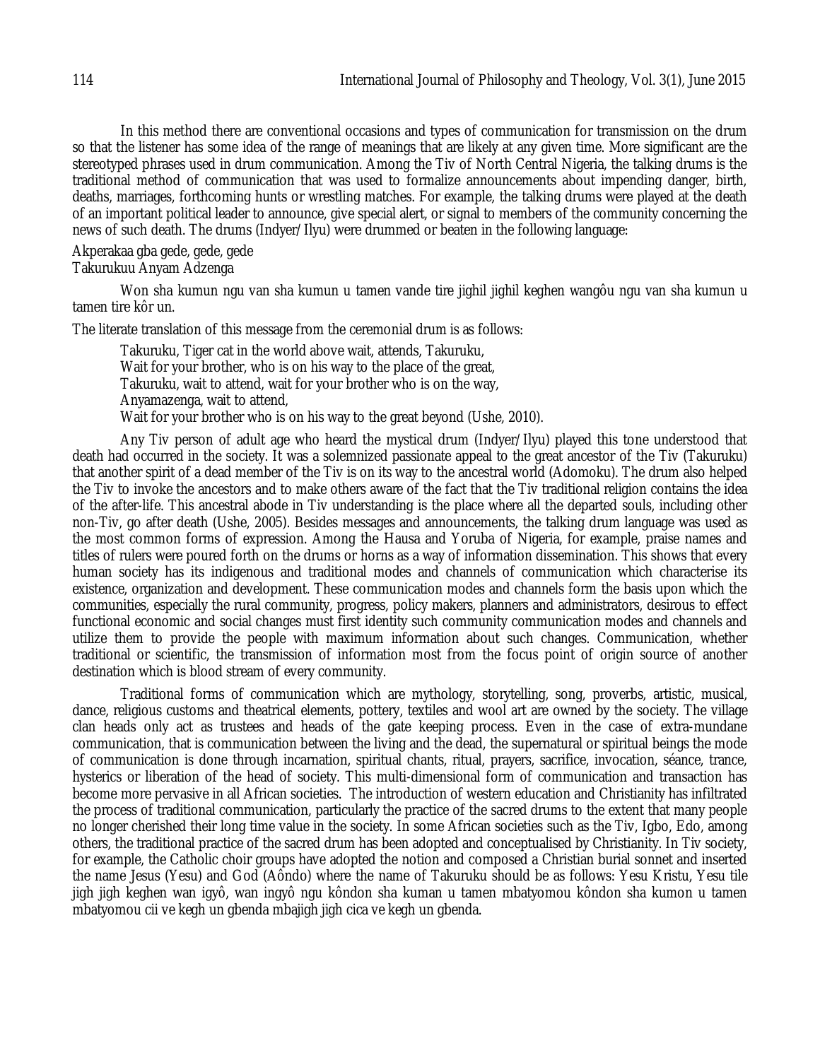In this method there are conventional occasions and types of communication for transmission on the drum so that the listener has some idea of the range of meanings that are likely at any given time. More significant are the stereotyped phrases used in drum communication. Among the Tiv of North Central Nigeria, the talking drums is the traditional method of communication that was used to formalize announcements about impending danger, birth, deaths, marriages, forthcoming hunts or wrestling matches. For example, the talking drums were played at the death of an important political leader to announce, give special alert, or signal to members of the community concerning the news of such death. The drums (Indyer/Ilyu) were drummed or beaten in the following language:

Akperakaa gba gede, gede, gede
Takurukuu Anyam Adzenga

Won sha kumun ngu van sha kumun u tamen vande tire jighil jighil keghen wangôu ngu van sha kumun u tamen tire kôr un.

The literate translation of this message from the ceremonial drum is as follows:

> Takuruku, Tiger cat in the world above wait, attends, Takuruku,
> Wait for your brother, who is on his way to the place of the great,
> Takuruku, wait to attend, wait for your brother who is on the way,
> Anyamazenga, wait to attend,
> Wait for your brother who is on his way to the great beyond (Ushe, 2010).

Any Tiv person of adult age who heard the mystical drum (Indyer/Ilyu) played this tone understood that death had occurred in the society. It was a solemnized passionate appeal to the great ancestor of the Tiv (Takuruku) that another spirit of a dead member of the Tiv is on its way to the ancestral world (Adomoku). The drum also helped the Tiv to invoke the ancestors and to make others aware of the fact that the Tiv traditional religion contains the idea of the after-life. This ancestral abode in Tiv understanding is the place where all the departed souls, including other non-Tiv, go after death (Ushe, 2005). Besides messages and announcements, the talking drum language was used as the most common forms of expression. Among the Hausa and Yoruba of Nigeria, for example, praise names and titles of rulers were poured forth on the drums or horns as a way of information dissemination. This shows that every human society has its indigenous and traditional modes and channels of communication which characterise its existence, organization and development. These communication modes and channels form the basis upon which the communities, especially the rural community, progress, policy makers, planners and administrators, desirous to effect functional economic and social changes must first identity such community communication modes and channels and utilize them to provide the people with maximum information about such changes. Communication, whether traditional or scientific, the transmission of information most from the focus point of origin source of another destination which is blood stream of every community.

Traditional forms of communication which are mythology, storytelling, song, proverbs, artistic, musical, dance, religious customs and theatrical elements, pottery, textiles and wool art are owned by the society. The village clan heads only act as trustees and heads of the gate keeping process. Even in the case of extra-mundane communication, that is communication between the living and the dead, the supernatural or spiritual beings the mode of communication is done through incarnation, spiritual chants, ritual, prayers, sacrifice, invocation, séance, trance, hysterics or liberation of the head of society. This multi-dimensional form of communication and transaction has become more pervasive in all African societies. The introduction of western education and Christianity has infiltrated the process of traditional communication, particularly the practice of the sacred drums to the extent that many people no longer cherished their long time value in the society. In some African societies such as the Tiv, Igbo, Edo, among others, the traditional practice of the sacred drum has been adopted and conceptualised by Christianity. In Tiv society, for example, the Catholic choir groups have adopted the notion and composed a Christian burial sonnet and inserted the name Jesus (Yesu) and God (Aôndo) where the name of Takuruku should be as follows: Yesu Kristu, Yesu tile jigh jigh keghen wan igyô, wan ingyô ngu kôndon sha kuman u tamen mbatyomou kôndon sha kumon u tamen mbatyomou cii ve kegh un gbenda mbajigh jigh cica ve kegh un gbenda.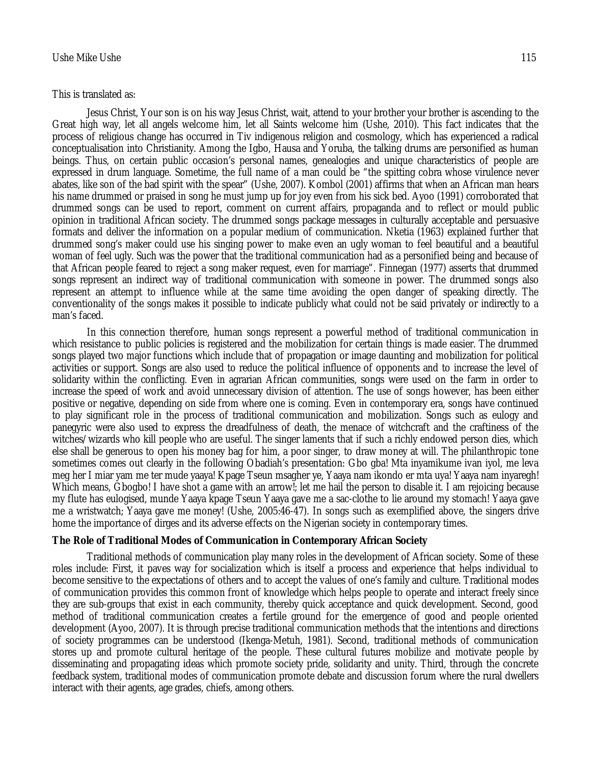This is translated as:

Jesus Christ, Your son is on his way Jesus Christ, wait, attend to your brother your brother is ascending to the Great high way, let all angels welcome him, let all Saints welcome him (Ushe, 2010). This fact indicates that the process of religious change has occurred in Tiv indigenous religion and cosmology, which has experienced a radical conceptualisation into Christianity. Among the Igbo, Hausa and Yoruba, the talking drums are personified as human beings. Thus, on certain public occasion's personal names, genealogies and unique characteristics of people are expressed in drum language. Sometime, the full name of a man could be "the spitting cobra whose virulence never abates, like son of the bad spirit with the spear" (Ushe, 2007). Kombol (2001) affirms that when an African man hears his name drummed or praised in song he must jump up for joy even from his sick bed. Ayoo (1991) corroborated that drummed songs can be used to report, comment on current affairs, propaganda and to reflect or mould public opinion in traditional African society. The drummed songs package messages in culturally acceptable and persuasive formats and deliver the information on a popular medium of communication. Nketia (1963) explained further that drummed song's maker could use his singing power to make even an ugly woman to feel beautiful and a beautiful woman of feel ugly. Such was the power that the traditional communication had as a personified being and because of that African people feared to reject a song maker request, even for marriage". Finnegan (1977) asserts that drummed songs represent an indirect way of traditional communication with someone in power. The drummed songs also represent an attempt to influence while at the same time avoiding the open danger of speaking directly. The conventionality of the songs makes it possible to indicate publicly what could not be said privately or indirectly to a man's faced.

In this connection therefore, human songs represent a powerful method of traditional communication in which resistance to public policies is registered and the mobilization for certain things is made easier. The drummed songs played two major functions which include that of propagation or image daunting and mobilization for political activities or support. Songs are also used to reduce the political influence of opponents and to increase the level of solidarity within the conflicting. Even in agrarian African communities, songs were used on the farm in order to increase the speed of work and avoid unnecessary division of attention. The use of songs however, has been either positive or negative, depending on side from where one is coming. Even in contemporary era, songs have continued to play significant role in the process of traditional communication and mobilization. Songs such as eulogy and panegyric were also used to express the dreadfulness of death, the menace of witchcraft and the craftiness of the witches/wizards who kill people who are useful. The singer laments that if such a richly endowed person dies, which else shall be generous to open his money bag for him, a poor singer, to draw money at will. The philanthropic tone sometimes comes out clearly in the following Obadiah's presentation: Gbo gba! Mta inyamikume ivan iyol, me leva meg her I miar yam me ter mude yaaya! Kpage Tseun msagher ye, Yaaya nam ikondo er mta uya! Yaaya nam inyaregh! Which means, Gbogbo! I have shot a game with an arrow!; let me hail the person to disable it. I am rejoicing because my flute has eulogised, munde Yaaya kpage Tseun Yaaya gave me a sac-clothe to lie around my stomach! Yaaya gave me a wristwatch; Yaaya gave me money! (Ushe, 2005:46-47). In songs such as exemplified above, the singers drive home the importance of dirges and its adverse effects on the Nigerian society in contemporary times.

## The Role of Traditional Modes of Communication in Contemporary African Society

Traditional methods of communication play many roles in the development of African society. Some of these roles include: First, it paves way for socialization which is itself a process and experience that helps individual to become sensitive to the expectations of others and to accept the values of one's family and culture. Traditional modes of communication provides this common front of knowledge which helps people to operate and interact freely since they are sub-groups that exist in each community, thereby quick acceptance and quick development. Second, good method of traditional communication creates a fertile ground for the emergence of good and people oriented development (Ayoo, 2007). It is through precise traditional communication methods that the intentions and directions of society programmes can be understood (Ikenga-Metuh, 1981). Second, traditional methods of communication stores up and promote cultural heritage of the people. These cultural futures mobilize and motivate people by disseminating and propagating ideas which promote society pride, solidarity and unity. Third, through the concrete feedback system, traditional modes of communication promote debate and discussion forum where the rural dwellers interact with their agents, age grades, chiefs, among others.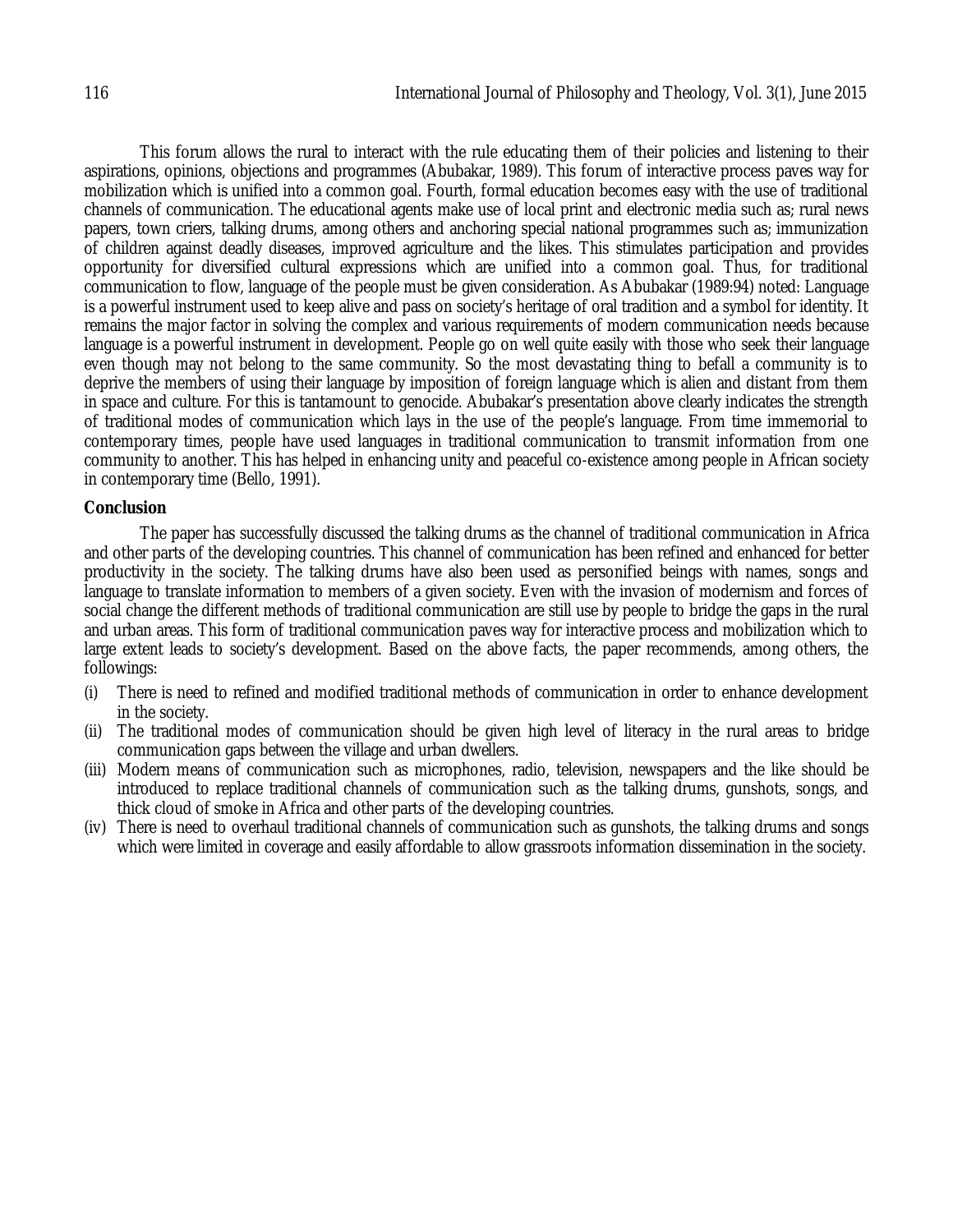This forum allows the rural to interact with the rule educating them of their policies and listening to their aspirations, opinions, objections and programmes (Abubakar, 1989). This forum of interactive process paves way for mobilization which is unified into a common goal. Fourth, formal education becomes easy with the use of traditional channels of communication. The educational agents make use of local print and electronic media such as; rural news papers, town criers, talking drums, among others and anchoring special national programmes such as; immunization of children against deadly diseases, improved agriculture and the likes. This stimulates participation and provides opportunity for diversified cultural expressions which are unified into a common goal. Thus, for traditional communication to flow, language of the people must be given consideration. As Abubakar (1989:94) noted: Language is a powerful instrument used to keep alive and pass on society's heritage of oral tradition and a symbol for identity. It remains the major factor in solving the complex and various requirements of modern communication needs because language is a powerful instrument in development. People go on well quite easily with those who seek their language even though may not belong to the same community. So the most devastating thing to befall a community is to deprive the members of using their language by imposition of foreign language which is alien and distant from them in space and culture. For this is tantamount to genocide. Abubakar's presentation above clearly indicates the strength of traditional modes of communication which lays in the use of the people's language. From time immemorial to contemporary times, people have used languages in traditional communication to transmit information from one community to another. This has helped in enhancing unity and peaceful co-existence among people in African society in contemporary time (Bello, 1991).

## Conclusion

The paper has successfully discussed the talking drums as the channel of traditional communication in Africa and other parts of the developing countries. This channel of communication has been refined and enhanced for better productivity in the society. The talking drums have also been used as personified beings with names, songs and language to translate information to members of a given society. Even with the invasion of modernism and forces of social change the different methods of traditional communication are still use by people to bridge the gaps in the rural and urban areas. This form of traditional communication paves way for interactive process and mobilization which to large extent leads to society's development. Based on the above facts, the paper recommends, among others, the followings:

(i) There is need to refined and modified traditional methods of communication in order to enhance development in the society.

(ii) The traditional modes of communication should be given high level of literacy in the rural areas to bridge communication gaps between the village and urban dwellers.

(iii) Modern means of communication such as microphones, radio, television, newspapers and the like should be introduced to replace traditional channels of communication such as the talking drums, gunshots, songs, and thick cloud of smoke in Africa and other parts of the developing countries.

(iv) There is need to overhaul traditional channels of communication such as gunshots, the talking drums and songs which were limited in coverage and easily affordable to allow grassroots information dissemination in the society.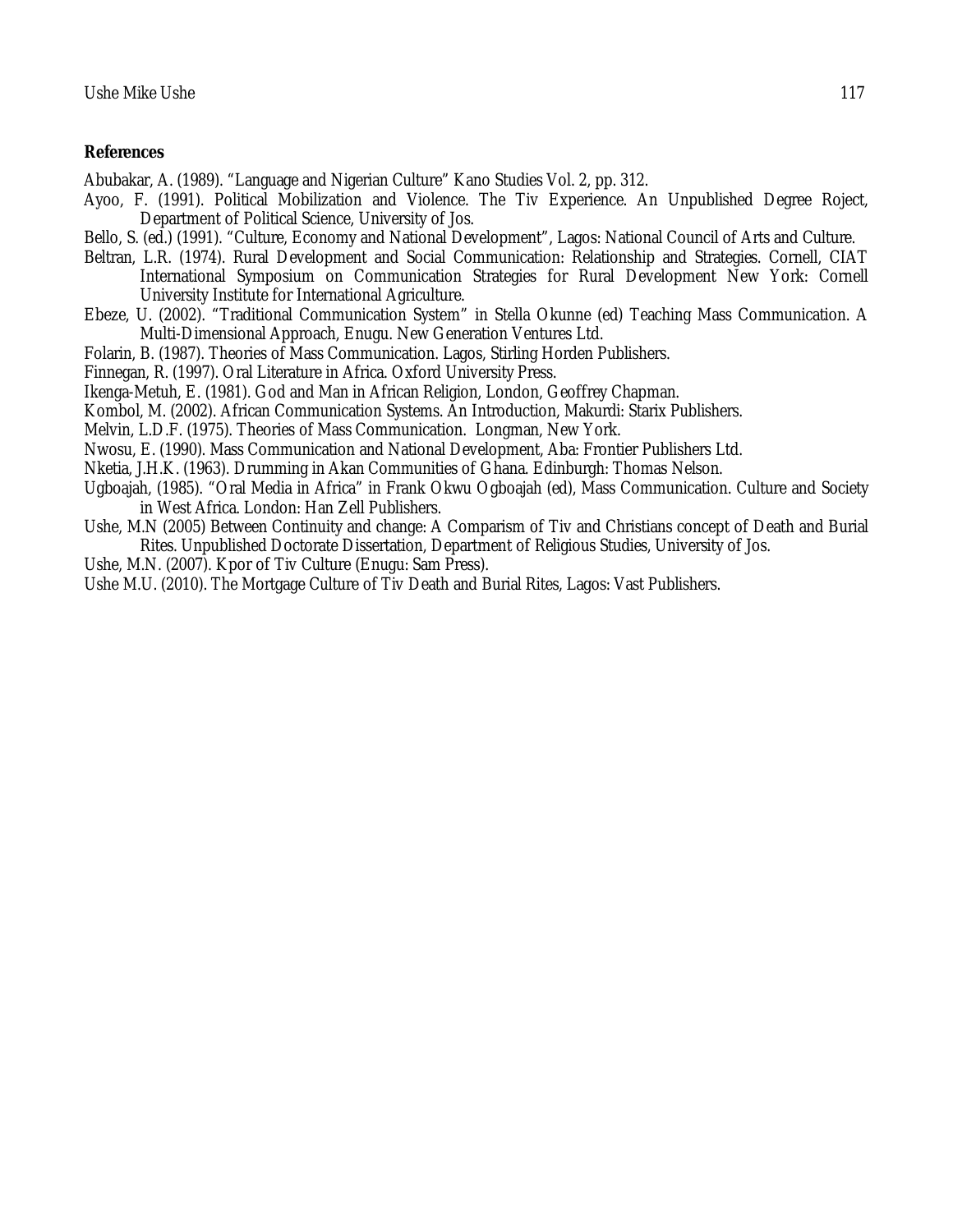## References

Abubakar, A. (1989). "Language and Nigerian Culture" Kano Studies Vol. 2, pp. 312.

Ayoo, F. (1991). Political Mobilization and Violence. The Tiv Experience. An Unpublished Degree Roject, Department of Political Science, University of Jos.

Bello, S. (ed.) (1991). "Culture, Economy and National Development", Lagos: National Council of Arts and Culture.

Beltran, L.R. (1974). Rural Development and Social Communication: Relationship and Strategies. Cornell, CIAT International Symposium on Communication Strategies for Rural Development New York: Cornell University Institute for International Agriculture.

Ebeze, U. (2002). "Traditional Communication System" in Stella Okunne (ed) Teaching Mass Communication. A Multi-Dimensional Approach, Enugu. New Generation Ventures Ltd.

Folarin, B. (1987). Theories of Mass Communication. Lagos, Stirling Horden Publishers.

Finnegan, R. (1997). Oral Literature in Africa. Oxford University Press.

Ikenga-Metuh, E. (1981). God and Man in African Religion, London, Geoffrey Chapman.

Kombol, M. (2002). African Communication Systems. An Introduction, Makurdi: Starix Publishers.

Melvin, L.D.F. (1975). Theories of Mass Communication. Longman, New York.

Nwosu, E. (1990). Mass Communication and National Development, Aba: Frontier Publishers Ltd.

Nketia, J.H.K. (1963). Drumming in Akan Communities of Ghana. Edinburgh: Thomas Nelson.

Ugboajah, (1985). "Oral Media in Africa" in Frank Okwu Ogboajah (ed), Mass Communication. Culture and Society in West Africa. London: Han Zell Publishers.

Ushe, M.N (2005) Between Continuity and change: A Comparism of Tiv and Christians concept of Death and Burial Rites. Unpublished Doctorate Dissertation, Department of Religious Studies, University of Jos.

Ushe, M.N. (2007). Kpor of Tiv Culture (Enugu: Sam Press).

Ushe M.U. (2010). The Mortgage Culture of Tiv Death and Burial Rites, Lagos: Vast Publishers.